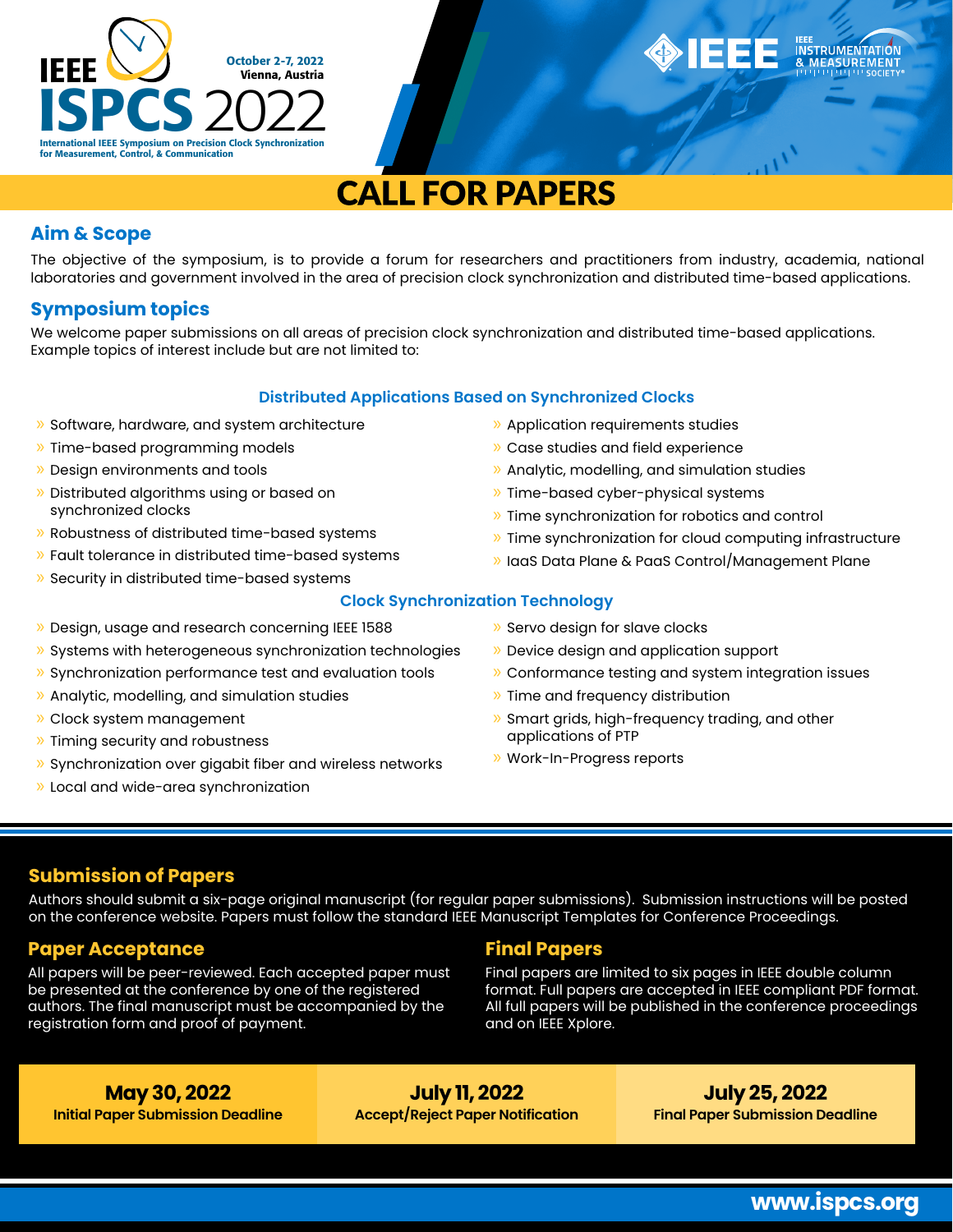# IEEE ISPCS 2022

**October 2-7, 2022**
**Vienna, Austria**

International IEEE Symposium on Precision Clock Synchronization for Measurement, Control, & Communication

IEEE Instrumentation & Measurement Society

# CALL FOR PAPERS

## Aim & Scope

The objective of the symposium, is to provide a forum for researchers and practitioners from industry, academia, national laboratories and government involved in the area of precision clock synchronization and distributed time-based applications.

## Symposium topics

We welcome paper submissions on all areas of precision clock synchronization and distributed time-based applications. Example topics of interest include but are not limited to:

### Distributed Applications Based on Synchronized Clocks

- Software, hardware, and system architecture
- Time-based programming models
- Design environments and tools
- Distributed algorithms using or based on synchronized clocks
- Robustness of distributed time-based systems
- Fault tolerance in distributed time-based systems
- Security in distributed time-based systems
- Application requirements studies
- Case studies and field experience
- Analytic, modelling, and simulation studies
- Time-based cyber-physical systems
- Time synchronization for robotics and control
- Time synchronization for cloud computing infrastructure
- IaaS Data Plane & PaaS Control/Management Plane

### Clock Synchronization Technology

- Design, usage and research concerning IEEE 1588
- Systems with heterogeneous synchronization technologies
- Synchronization performance test and evaluation tools
- Analytic, modelling, and simulation studies
- Clock system management
- Timing security and robustness
- Synchronization over gigabit fiber and wireless networks
- Local and wide-area synchronization
- Servo design for slave clocks
- Device design and application support
- Conformance testing and system integration issues
- Time and frequency distribution
- Smart grids, high-frequency trading, and other applications of PTP
- Work-In-Progress reports

## Submission of Papers

Authors should submit a six-page original manuscript (for regular paper submissions). Submission instructions will be posted on the conference website. Papers must follow the standard IEEE Manuscript Templates for Conference Proceedings.

## Paper Acceptance

All papers will be peer-reviewed. Each accepted paper must be presented at the conference by one of the registered authors. The final manuscript must be accompanied by the registration form and proof of payment.

## Final Papers

Final papers are limited to six pages in IEEE double column format. Full papers are accepted in IEEE compliant PDF format. All full papers will be published in the conference proceedings and on IEEE Xplore.

| May 30, 2022 | July 11, 2022 | July 25, 2022 |
|---|---|---|
| Initial Paper Submission Deadline | Accept/Reject Paper Notification | Final Paper Submission Deadline |

**www.ispcs.org**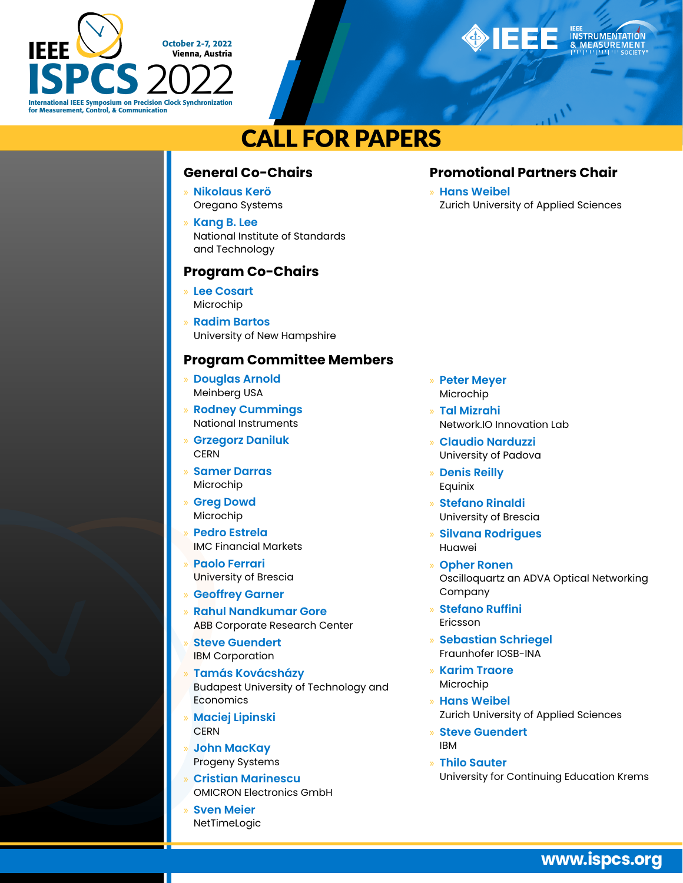IEEE ISPCS 2022

October 2-7, 2022
Vienna, Austria

International IEEE Symposium on Precision Clock Synchronization for Measurement, Control, & Communication

IEEE INSTRUMENTATION & MEASUREMENT SOCIETY®

# CALL FOR PAPERS

## General Co-Chairs

- **Nikolaus Kerö**
  Oregano Systems
- **Kang B. Lee**
  National Institute of Standards and Technology

## Program Co-Chairs

- **Lee Cosart**
  Microchip
- **Radim Bartos**
  University of New Hampshire

## Promotional Partners Chair

- **Hans Weibel**
  Zurich University of Applied Sciences

## Program Committee Members

- **Douglas Arnold**
  Meinberg USA
- **Rodney Cummings**
  National Instruments
- **Grzegorz Daniluk**
  CERN
- **Samer Darras**
  Microchip
- **Greg Dowd**
  Microchip
- **Pedro Estrela**
  IMC Financial Markets
- **Paolo Ferrari**
  University of Brescia
- **Geoffrey Garner**
- **Rahul Nandkumar Gore**
  ABB Corporate Research Center
- **Steve Guendert**
  IBM Corporation
- **Tamás Kovácsházy**
  Budapest University of Technology and Economics
- **Maciej Lipinski**
  CERN
- **John MacKay**
  Progeny Systems
- **Cristian Marinescu**
  OMICRON Electronics GmbH
- **Sven Meier**
  NetTimeLogic
- **Peter Meyer**
  Microchip
- **Tal Mizrahi**
  Network.IO Innovation Lab
- **Claudio Narduzzi**
  University of Padova
- **Denis Reilly**
  Equinix
- **Stefano Rinaldi**
  University of Brescia
- **Silvana Rodrigues**
  Huawei
- **Opher Ronen**
  Oscilloquartz an ADVA Optical Networking Company
- **Stefano Ruffini**
  Ericsson
- **Sebastian Schriegel**
  Fraunhofer IOSB-INA
- **Karim Traore**
  Microchip
- **Hans Weibel**
  Zurich University of Applied Sciences
- **Steve Guendert**
  IBM
- **Thilo Sauter**
  University for Continuing Education Krems

www.ispcs.org